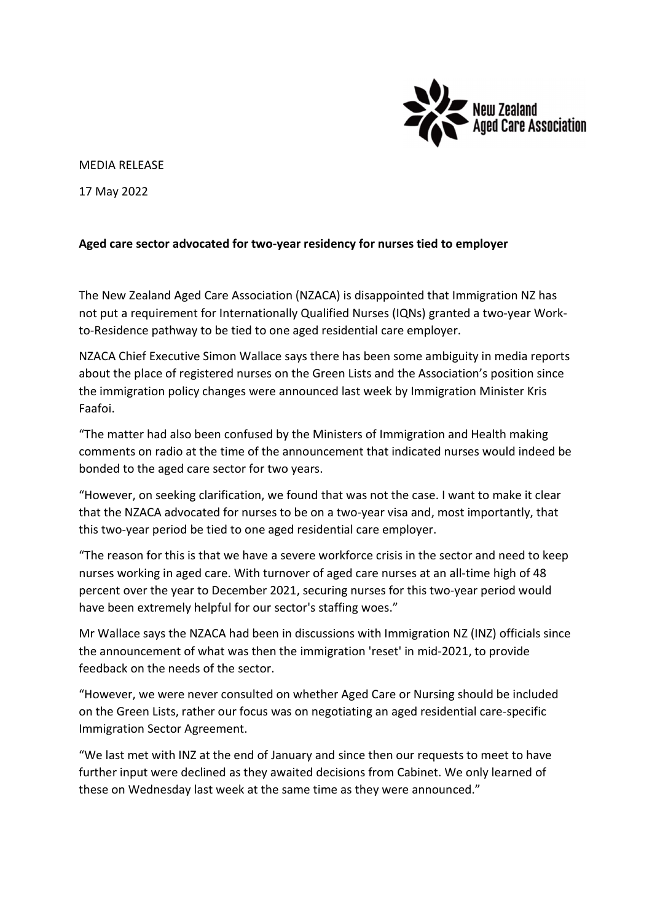MEDIA RELEASE

17 May 2022

**Aged care sector advocated for two-year residency for nurses tied to employer**

The New Zealand Aged Care Association (NZACA) is disappointed that Immigration NZ has not put a requirement for Internationally Qualified Nurses (IQNs) granted a two-year Work-to-Residence pathway to be tied to one aged residential care employer.

NZACA Chief Executive Simon Wallace says there has been some ambiguity in media reports about the place of registered nurses on the Green Lists and the Association's position since the immigration policy changes were announced last week by Immigration Minister Kris Faafoi.

"The matter had also been confused by the Ministers of Immigration and Health making comments on radio at the time of the announcement that indicated nurses would indeed be bonded to the aged care sector for two years.

"However, on seeking clarification, we found that was not the case. I want to make it clear that the NZACA advocated for nurses to be on a two-year visa and, most importantly, that this two-year period be tied to one aged residential care employer.

"The reason for this is that we have a severe workforce crisis in the sector and need to keep nurses working in aged care. With turnover of aged care nurses at an all-time high of 48 percent over the year to December 2021, securing nurses for this two-year period would have been extremely helpful for our sector's staffing woes."

Mr Wallace says the NZACA had been in discussions with Immigration NZ (INZ) officials since the announcement of what was then the immigration 'reset' in mid-2021, to provide feedback on the needs of the sector.

"However, we were never consulted on whether Aged Care or Nursing should be included on the Green Lists, rather our focus was on negotiating an aged residential care-specific Immigration Sector Agreement.

"We last met with INZ at the end of January and since then our requests to meet to have further input were declined as they awaited decisions from Cabinet. We only learned of these on Wednesday last week at the same time as they were announced."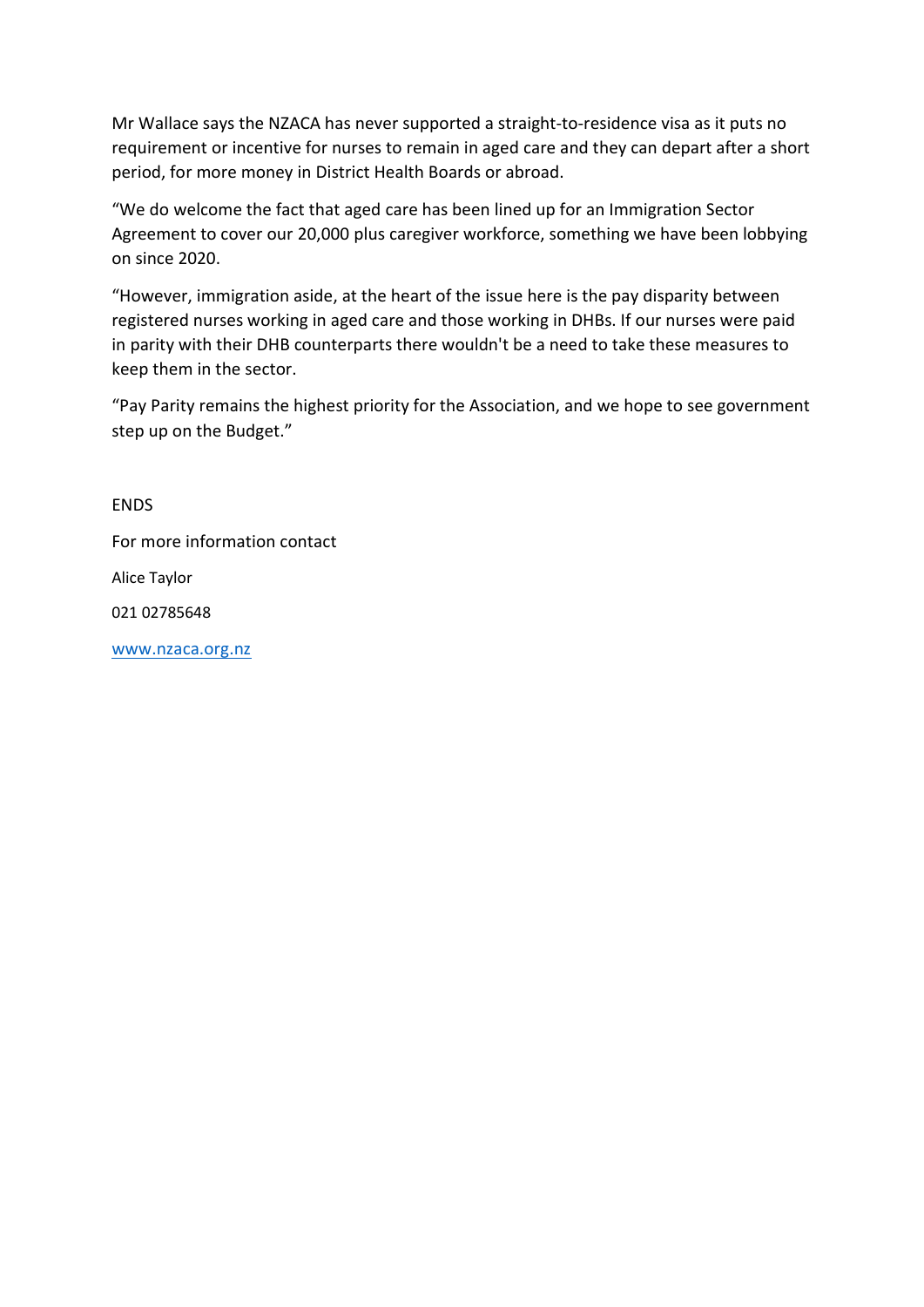Mr Wallace says the NZACA has never supported a straight-to-residence visa as it puts no requirement or incentive for nurses to remain in aged care and they can depart after a short period, for more money in District Health Boards or abroad.

"We do welcome the fact that aged care has been lined up for an Immigration Sector Agreement to cover our 20,000 plus caregiver workforce, something we have been lobbying on since 2020.

"However, immigration aside, at the heart of the issue here is the pay disparity between registered nurses working in aged care and those working in DHBs. If our nurses were paid in parity with their DHB counterparts there wouldn't be a need to take these measures to keep them in the sector.

"Pay Parity remains the highest priority for the Association, and we hope to see government step up on the Budget."

ENDS

For more information contact

Alice Taylor

021 02785648

[www.nzaca.org.nz](http://www.nzaca.org.nz)